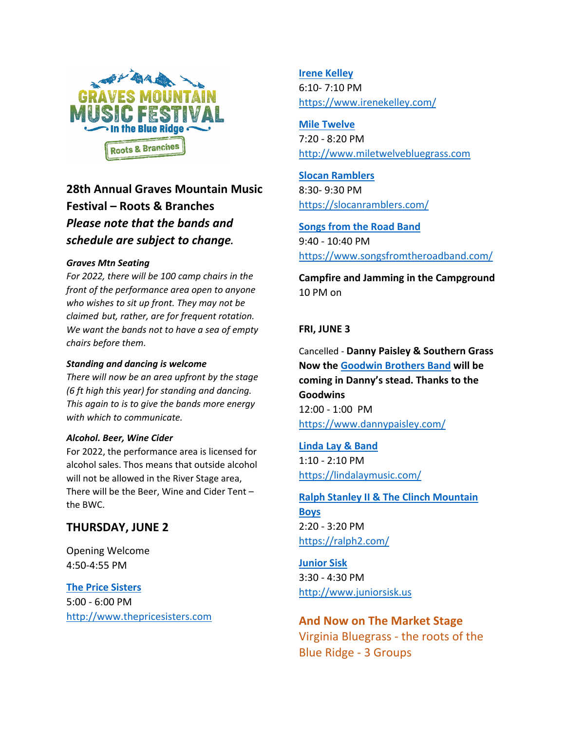GRAVES MOUNTAIN MUSIC FESTIVAL
In the Blue Ridge
Roots & Branches

## 28th Annual Graves Mountain Music Festival – Roots & Branches

## *Please note that the bands and schedule are subject to change.*

***Graves Mtn Seating***

*For 2022, there will be 100 camp chairs in the front of the performance area open to anyone who wishes to sit up front. They may not be claimed but, rather, are for frequent rotation. We want the bands not to have a sea of empty chairs before them.*

***Standing and dancing is welcome***

*There will now be an area upfront by the stage (6 ft high this year) for standing and dancing. This again to is to give the bands more energy with which to communicate.*

***Alcohol. Beer, Wine Cider***

For 2022, the performance area is licensed for alcohol sales. Thos means that outside alcohol will not be allowed in the River Stage area, There will be the Beer, Wine and Cider Tent – the BWC.

## THURSDAY, JUNE 2

Opening Welcome
4:50-4:55 PM

**The Price Sisters**
5:00 - 6:00 PM
http://www.thepricesisters.com

**Irene Kelley**
6:10- 7:10 PM
https://www.irenekelley.com/

**Mile Twelve**
7:20 - 8:20 PM
http://www.miletwelvebluegrass.com

**Slocan Ramblers**
8:30- 9:30 PM
https://slocanramblers.com/

**Songs from the Road Band**
9:40 - 10:40 PM
https://www.songsfromtheroadband.com/

**Campfire and Jamming in the Campground**
10 PM on

**FRI, JUNE 3**

Cancelled - **Danny Paisley & Southern Grass Now the Goodwin Brothers Band will be coming in Danny's stead. Thanks to the Goodwins**
12:00 - 1:00 PM
https://www.dannypaisley.com/

**Linda Lay & Band**
1:10 - 2:10 PM
https://lindalaymusic.com/

**Ralph Stanley II & The Clinch Mountain Boys**
2:20 - 3:20 PM
https://ralph2.com/

**Junior Sisk**
3:30 - 4:30 PM
http://www.juniorsisk.us

**And Now on The Market Stage**
Virginia Bluegrass - the roots of the Blue Ridge - 3 Groups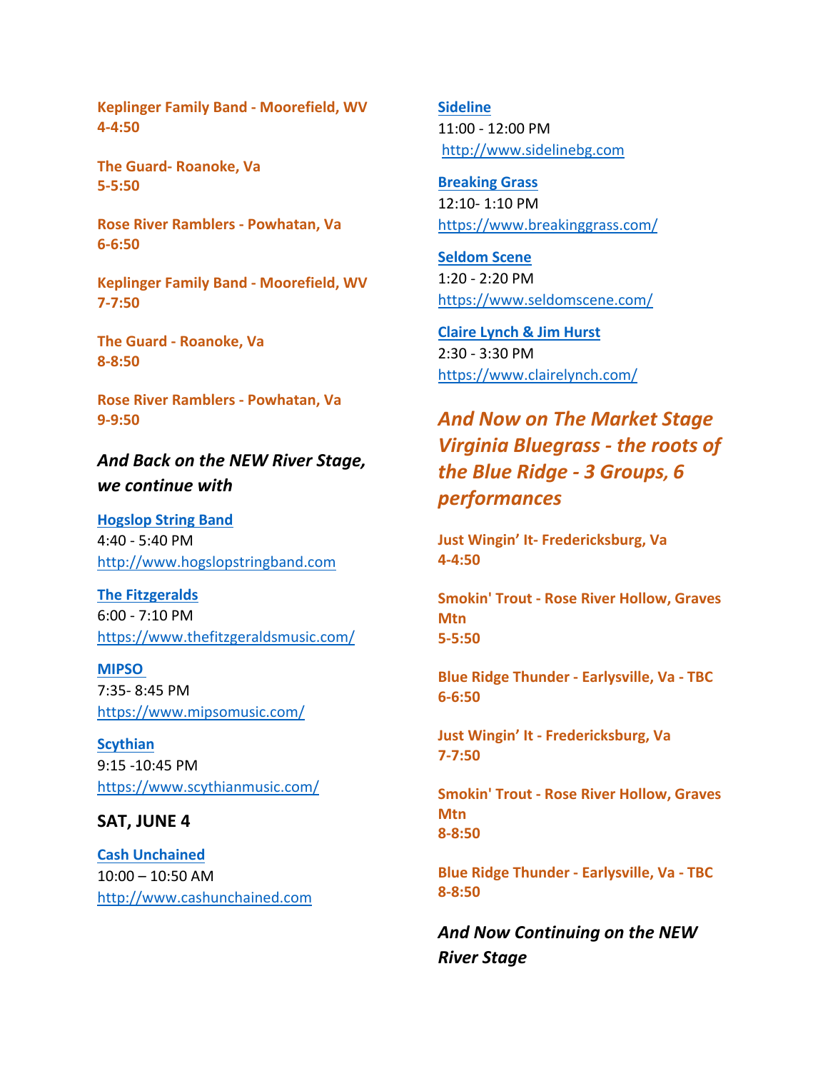**Keplinger Family Band - Moorefield, WV**
**4-4:50**

**The Guard- Roanoke, Va**
**5-5:50**

**Rose River Ramblers - Powhatan, Va**
**6-6:50**

**Keplinger Family Band - Moorefield, WV**
**7-7:50**

**The Guard - Roanoke, Va**
**8-8:50**

**Rose River Ramblers - Powhatan, Va**
**9-9:50**

### *And Back on the NEW River Stage, we continue with*

**Hogslop String Band**
4:40 - 5:40 PM
http://www.hogslopstringband.com

**The Fitzgeralds**
6:00 - 7:10 PM
https://www.thefitzgeraldsmusic.com/

**MIPSO**
7:35- 8:45 PM
https://www.mipsomusic.com/

**Scythian**
9:15 -10:45 PM
https://www.scythianmusic.com/

### SAT, JUNE 4

**Cash Unchained**
10:00 – 10:50 AM
http://www.cashunchained.com

**Sideline**
11:00 - 12:00 PM
http://www.sidelinebg.com

**Breaking Grass**
12:10- 1:10 PM
https://www.breakinggrass.com/

**Seldom Scene**
1:20 - 2:20 PM
https://www.seldomscene.com/

**Claire Lynch & Jim Hurst**
2:30 - 3:30 PM
https://www.clairelynch.com/

### *And Now on The Market Stage Virginia Bluegrass - the roots of the Blue Ridge - 3 Groups, 6 performances*

**Just Wingin' It- Fredericksburg, Va**
**4-4:50**

**Smokin' Trout - Rose River Hollow, Graves Mtn**
**5-5:50**

**Blue Ridge Thunder - Earlysville, Va - TBC**
**6-6:50**

**Just Wingin' It - Fredericksburg, Va**
**7-7:50**

**Smokin' Trout - Rose River Hollow, Graves Mtn**
**8-8:50**

**Blue Ridge Thunder - Earlysville, Va - TBC**
**8-8:50**

### *And Now Continuing on the NEW River Stage*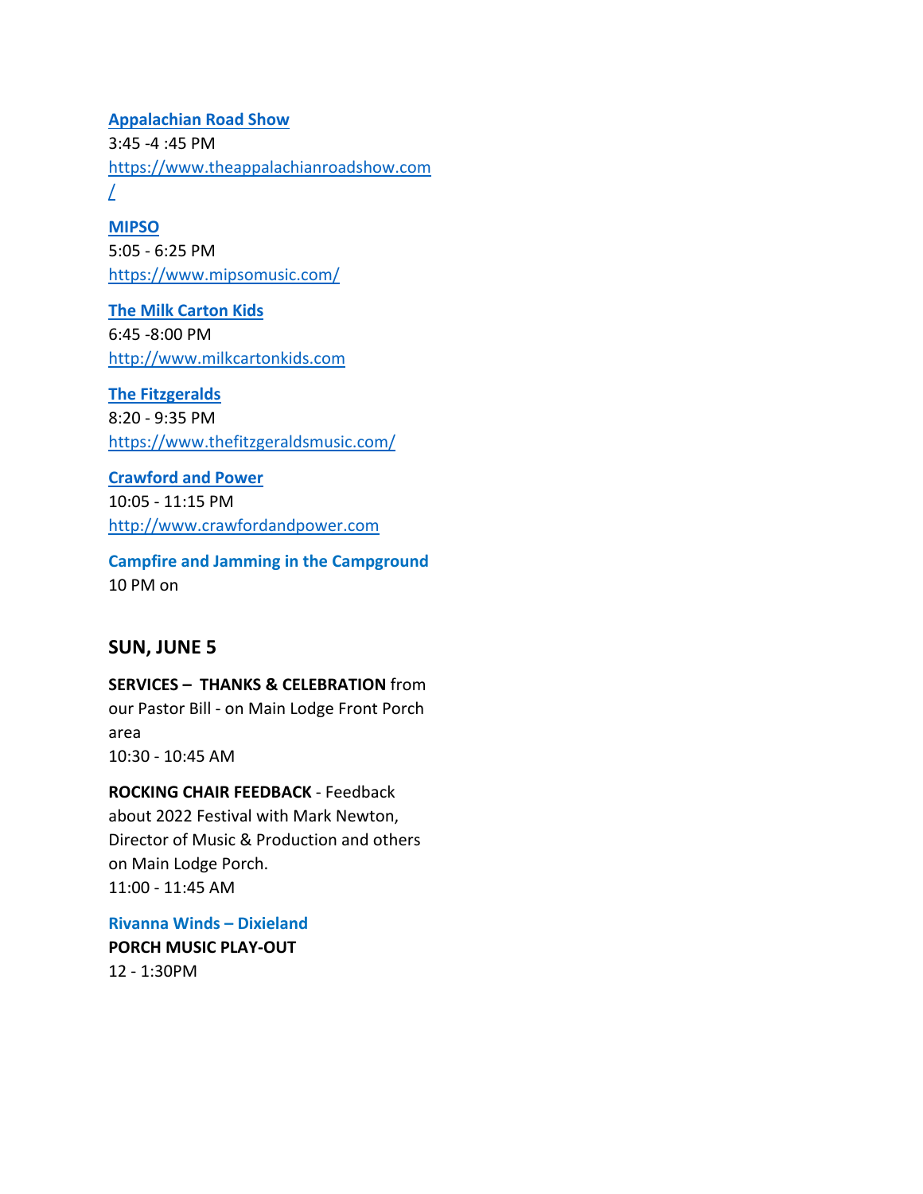**[Appalachian Road Show](https://www.theappalachianroadshow.com/)**
3:45 -4 :45 PM
[https://www.theappalachianroadshow.com/](https://www.theappalachianroadshow.com/)

**[MIPSO](https://www.mipsomusic.com/)**
5:05 - 6:25 PM
[https://www.mipsomusic.com/](https://www.mipsomusic.com/)

**[The Milk Carton Kids](http://www.milkcartonkids.com)**
6:45 -8:00 PM
[http://www.milkcartonkids.com](http://www.milkcartonkids.com)

**[The Fitzgeralds](https://www.thefitzgeraldsmusic.com/)**
8:20 - 9:35 PM
[https://www.thefitzgeraldsmusic.com/](https://www.thefitzgeraldsmusic.com/)

**[Crawford and Power](http://www.crawfordandpower.com)**
10:05 - 11:15 PM
[http://www.crawfordandpower.com](http://www.crawfordandpower.com)

**Campfire and Jamming in the Campground**
10 PM on

## SUN, JUNE 5

**SERVICES – THANKS & CELEBRATION** from our Pastor Bill - on Main Lodge Front Porch area
10:30 - 10:45 AM

**ROCKING CHAIR FEEDBACK** - Feedback about 2022 Festival with Mark Newton, Director of Music & Production and others on Main Lodge Porch.
11:00 - 11:45 AM

**Rivanna Winds – Dixieland**
**PORCH MUSIC PLAY-OUT**
12 - 1:30PM